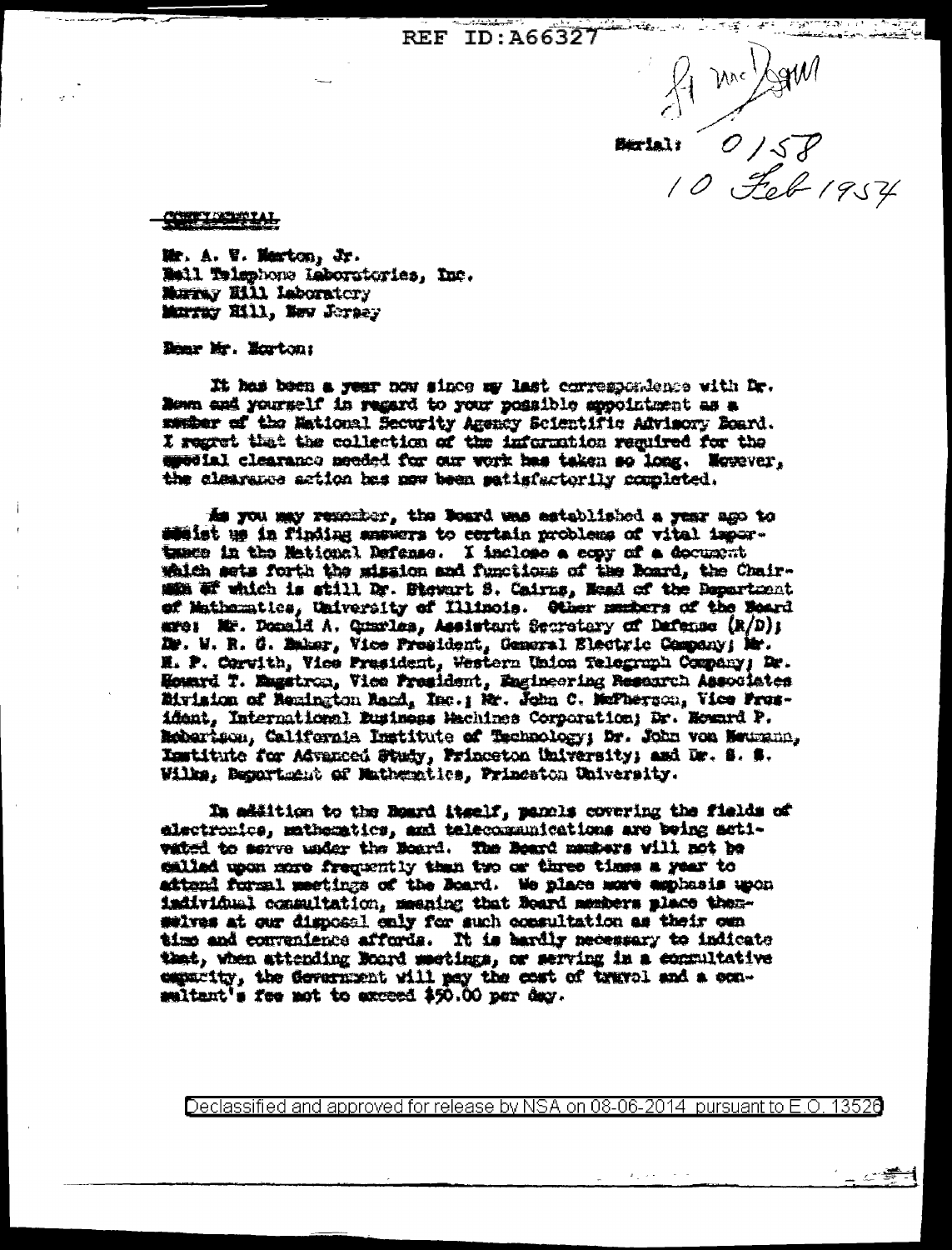REF ID:A66327

Serial: 0158
10 Feb 1954

CONFIDENTIAL

Mr. A. W. Horton, Jr.
Bell Telephone Laboratories, Inc.
Murray Hill Laboratory
Murray Hill, New Jersey

Dear Mr. Horton:

It has been a year now since my last correspondence with Dr. Bown and yourself in regard to your possible appointment as a member of the National Security Agency Scientific Advisory Board. I regret that the collection of the information required for the special clearance needed for our work has taken so long. However, the clearance action has now been satisfactorily completed.

As you may remember, the Board was established a year ago to assist us in finding answers to certain problems of vital importance in the National Defense. I inclose a copy of a document which sets forth the mission and functions of the Board, the Chairman of which is still Dr. Stewart S. Cairns, Head of the Department of Mathematics, University of Illinois. Other members of the Board are: Mr. Donald A. Quarles, Assistant Secretary of Defense (R/D); Dr. W. R. G. Baker, Vice President, General Electric Company; Mr. H. P. Corwith, Vice President, Western Union Telegraph Company; Dr. Howard T. Engstrom, Vice President, Engineering Research Associates Division of Remington Rand, Inc.; Mr. John C. McPherson, Vice President, International Business Machines Corporation; Dr. Howard P. Robertson, California Institute of Technology; Dr. John von Neumann, Institute for Advanced Study, Princeton University; and Dr. S. S. Wilks, Department of Mathematics, Princeton University.

In addition to the Board itself, panels covering the fields of electronics, mathematics, and telecommunications are being activated to serve under the Board. The Board members will not be called upon more frequently than two or three times a year to attend formal meetings of the Board. We place more emphasis upon individual consultation, meaning that Board members place themselves at our disposal only for such consultation as their own time and convenience affords. It is hardly necessary to indicate that, when attending Board meetings, or serving in a consultative capacity, the Government will pay the cost of travel and a consultant's fee not to exceed $50.00 per day.

Declassified and approved for release by NSA on 08-06-2014 pursuant to E.O. 13526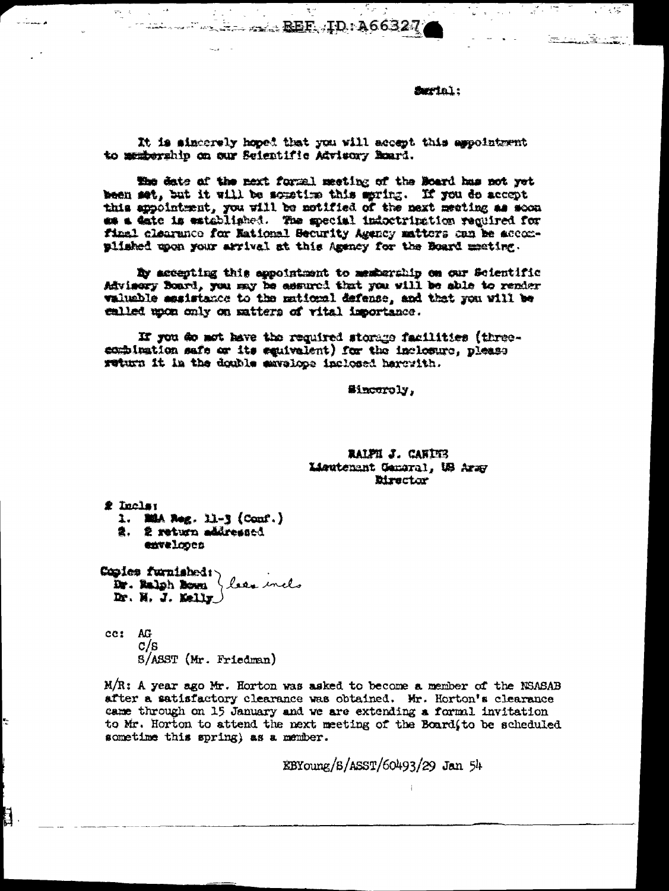REF ID:A66327

Serial:

It is sincerely hoped that you will accept this appointment to membership on our Scientific Advisory Board.

The date of the next formal meeting of the Board has not yet been set, but it will be sometime this spring. If you do accept this appointment, you will be notified of the next meeting as soon as a date is established. The special indoctrination required for final clearance for National Security Agency matters can be accomplished upon your arrival at this Agency for the Board meeting.

By accepting this appointment to membership on our Scientific Advisory Board, you may be assured that you will be able to render valuable assistance to the national defense, and that you will be called upon only on matters of vital importance.

If you do not have the required storage facilities (three-combination safe or its equivalent) for the inclosure, please return it in the double envelope inclosed herewith.

Sincerely,

RALPH J. CANINE
Lieutenant General, US Army
Director

2 Incls:
1. NSA Reg. 11-3 (Conf.)
2. 2 return addressed envelopes

Copies furnished: less incls
Dr. Ralph Bown
Dr. M. J. Kelly

cc: AG
C/S
S/ASST (Mr. Friedman)

M/R: A year ago Mr. Horton was asked to become a member of the NSASAB after a satisfactory clearance was obtained. Mr. Horton's clearance came through on 15 January and we are extending a formal invitation to Mr. Horton to attend the next meeting of the Board(to be scheduled sometime this spring) as a member.

EBYoung/S/ASST/60493/29 Jan 54